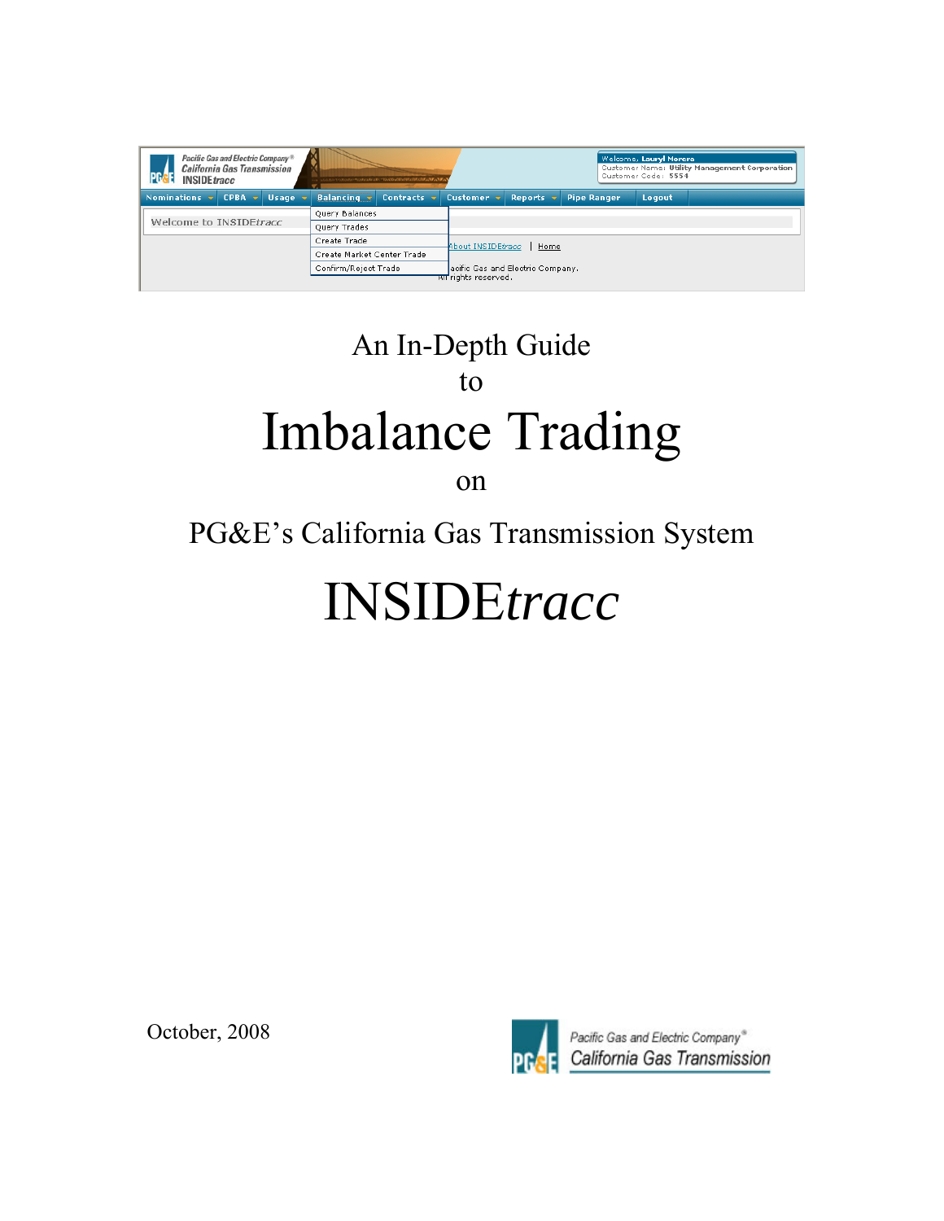An In-Depth Guide

to

# Imbalance Trading

on

## PG&E's California Gas Transmission System

# INSIDE*tracc*

October, 2008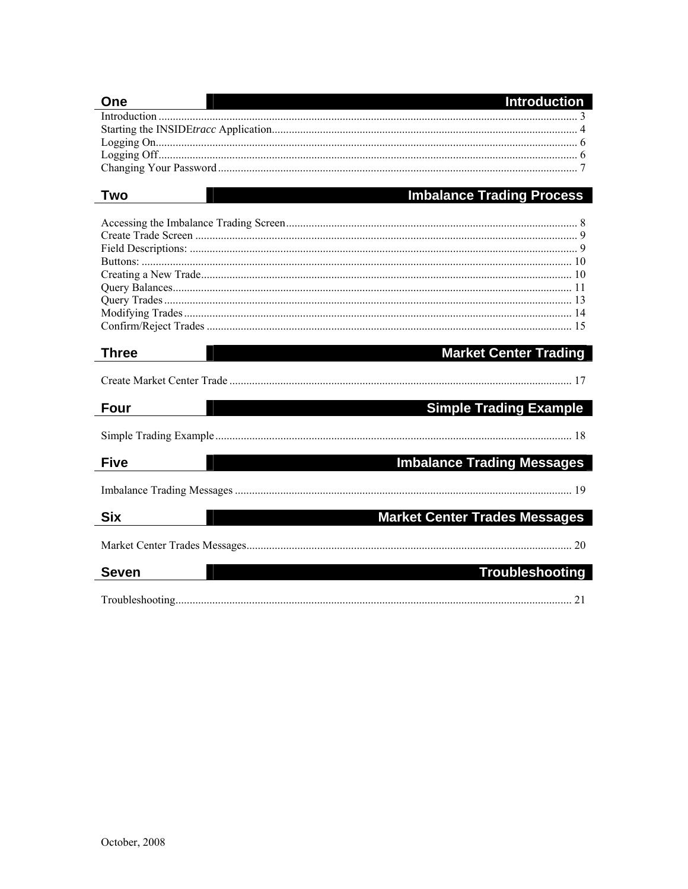## One — Introduction

Introduction ........................................................................ 3
Starting the INSIDE*tracc* Application........................................... 4
Logging On........................................................................... 6
Logging Off.......................................................................... 6
Changing Your Password............................................................. 7

## Two — Imbalance Trading Process

Accessing the Imbalance Trading Screen............................................ 8
Create Trade Screen ................................................................ 9
Field Descriptions: ................................................................. 9
Buttons: ............................................................................ 10
Creating a New Trade................................................................ 10
Query Balances...................................................................... 11
Query Trades ....................................................................... 13
Modifying Trades ................................................................... 14
Confirm/Reject Trades .............................................................. 15

## Three — Market Center Trading

Create Market Center Trade ......................................................... 17

## Four — Simple Trading Example

Simple Trading Example ............................................................. 18

## Five — Imbalance Trading Messages

Imbalance Trading Messages ......................................................... 19

## Six — Market Center Trades Messages

Market Center Trades Messages...................................................... 20

## Seven — Troubleshooting

Troubleshooting..................................................................... 21

October, 2008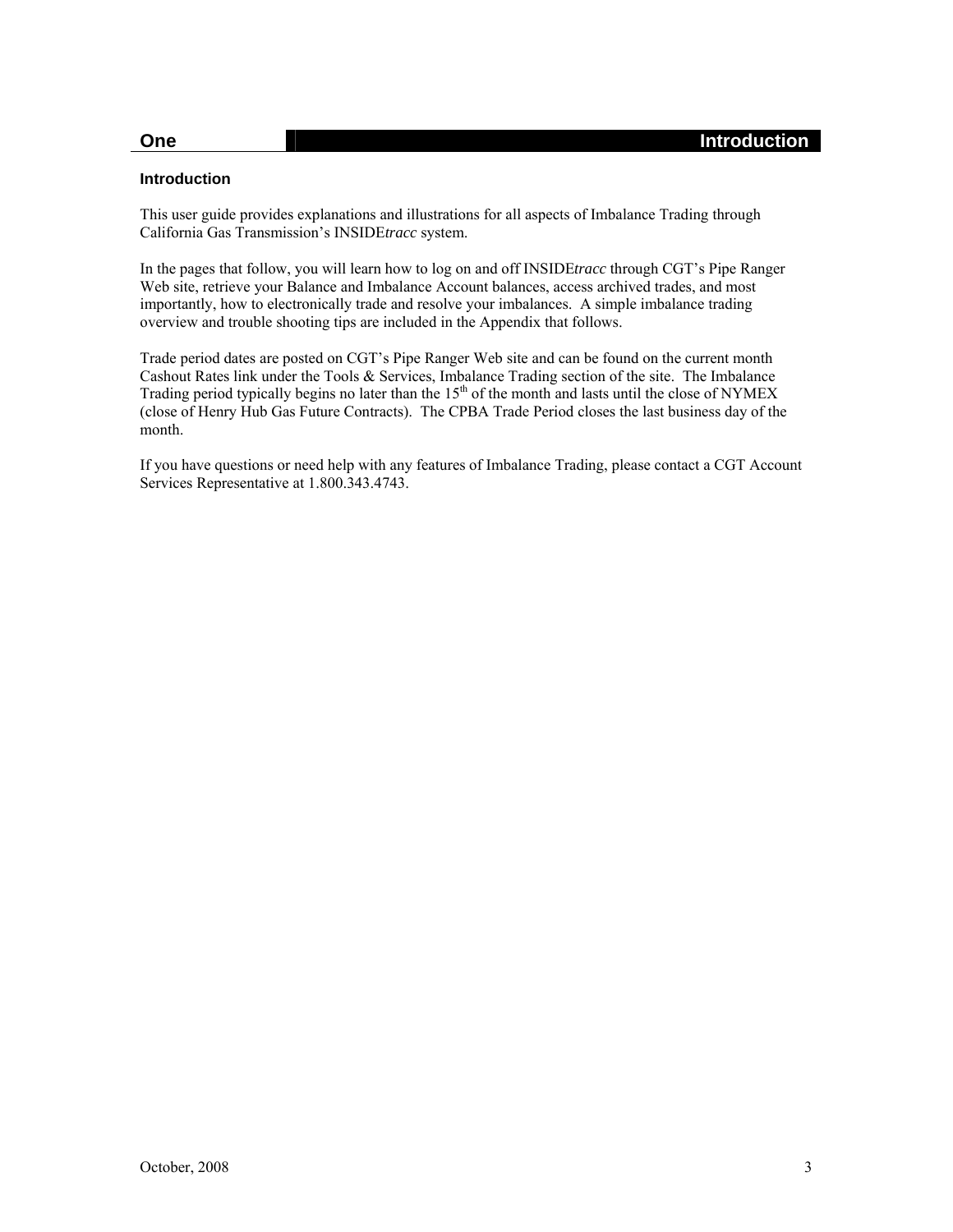# One — Introduction

## Introduction

This user guide provides explanations and illustrations for all aspects of Imbalance Trading through California Gas Transmission's INSIDE*tracc* system.

In the pages that follow, you will learn how to log on and off INSIDE*tracc* through CGT's Pipe Ranger Web site, retrieve your Balance and Imbalance Account balances, access archived trades, and most importantly, how to electronically trade and resolve your imbalances. A simple imbalance trading overview and trouble shooting tips are included in the Appendix that follows.

Trade period dates are posted on CGT's Pipe Ranger Web site and can be found on the current month Cashout Rates link under the Tools & Services, Imbalance Trading section of the site. The Imbalance Trading period typically begins no later than the 15th of the month and lasts until the close of NYMEX (close of Henry Hub Gas Future Contracts). The CPBA Trade Period closes the last business day of the month.

If you have questions or need help with any features of Imbalance Trading, please contact a CGT Account Services Representative at 1.800.343.4743.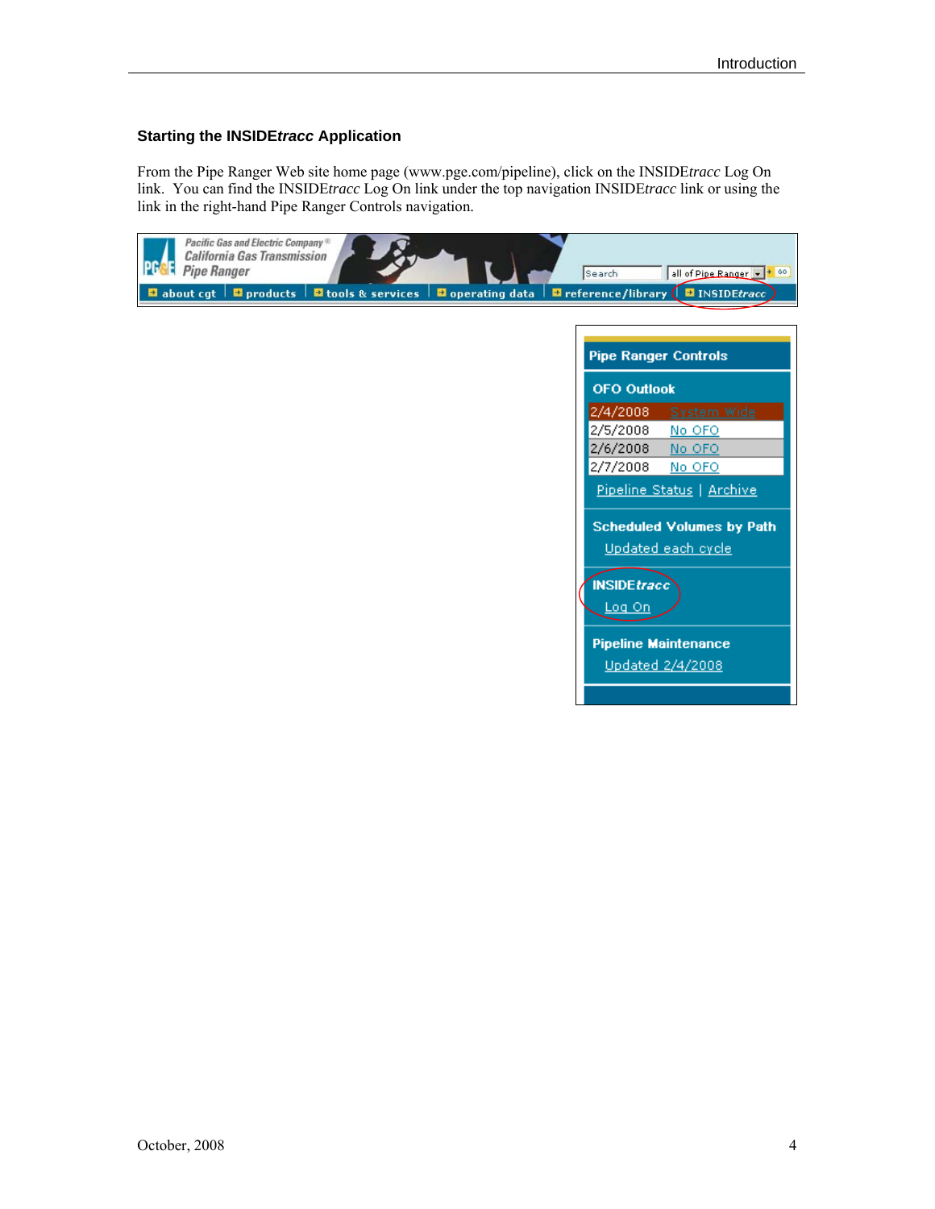### Starting the INSIDE*tracc* Application

From the Pipe Ranger Web site home page (www.pge.com/pipeline), click on the INSIDE*tracc* Log On link. You can find the INSIDE*tracc* Log On link under the top navigation INSIDE*tracc* link or using the link in the right-hand Pipe Ranger Controls navigation.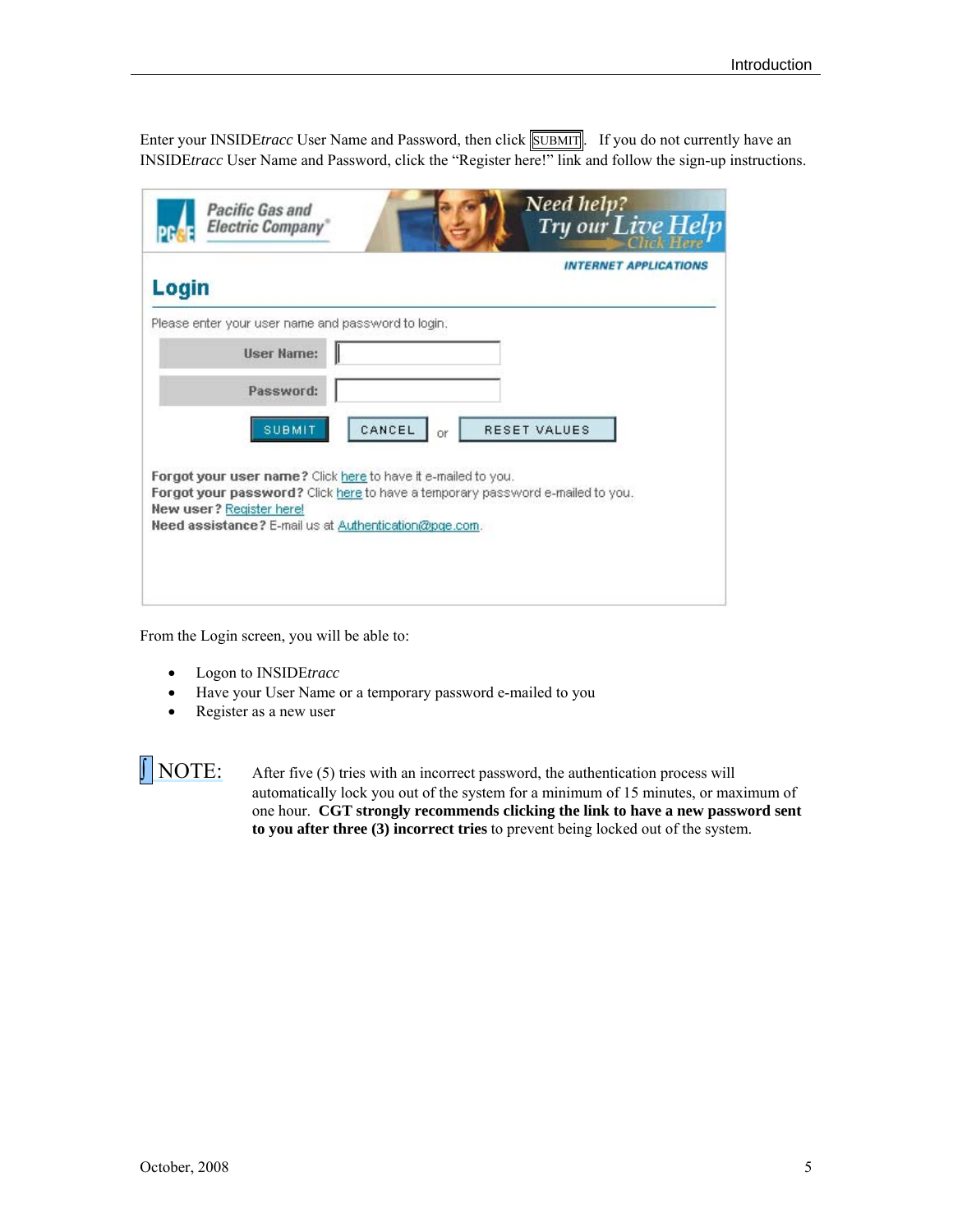Enter your INSIDE*tracc* User Name and Password, then click SUBMIT. If you do not currently have an INSIDE*tracc* User Name and Password, click the "Register here!" link and follow the sign-up instructions.

Pacific Gas and Electric Company

Need help? Try our Live Help Click Here

INTERNET APPLICATIONS

## Login

Please enter your user name and password to login.

User Name:

Password:

SUBMIT CANCEL or RESET VALUES

**Forgot your user name?** Click here to have it e-mailed to you.
**Forgot your password?** Click here to have a temporary password e-mailed to you.
**New user?** Register here!
**Need assistance?** E-mail us at Authentication@pge.com.

From the Login screen, you will be able to:

- Logon to INSIDE*tracc*
- Have your User Name or a temporary password e-mailed to you
- Register as a new user

NOTE: After five (5) tries with an incorrect password, the authentication process will automatically lock you out of the system for a minimum of 15 minutes, or maximum of one hour. **CGT strongly recommends clicking the link to have a new password sent to you after three (3) incorrect tries** to prevent being locked out of the system.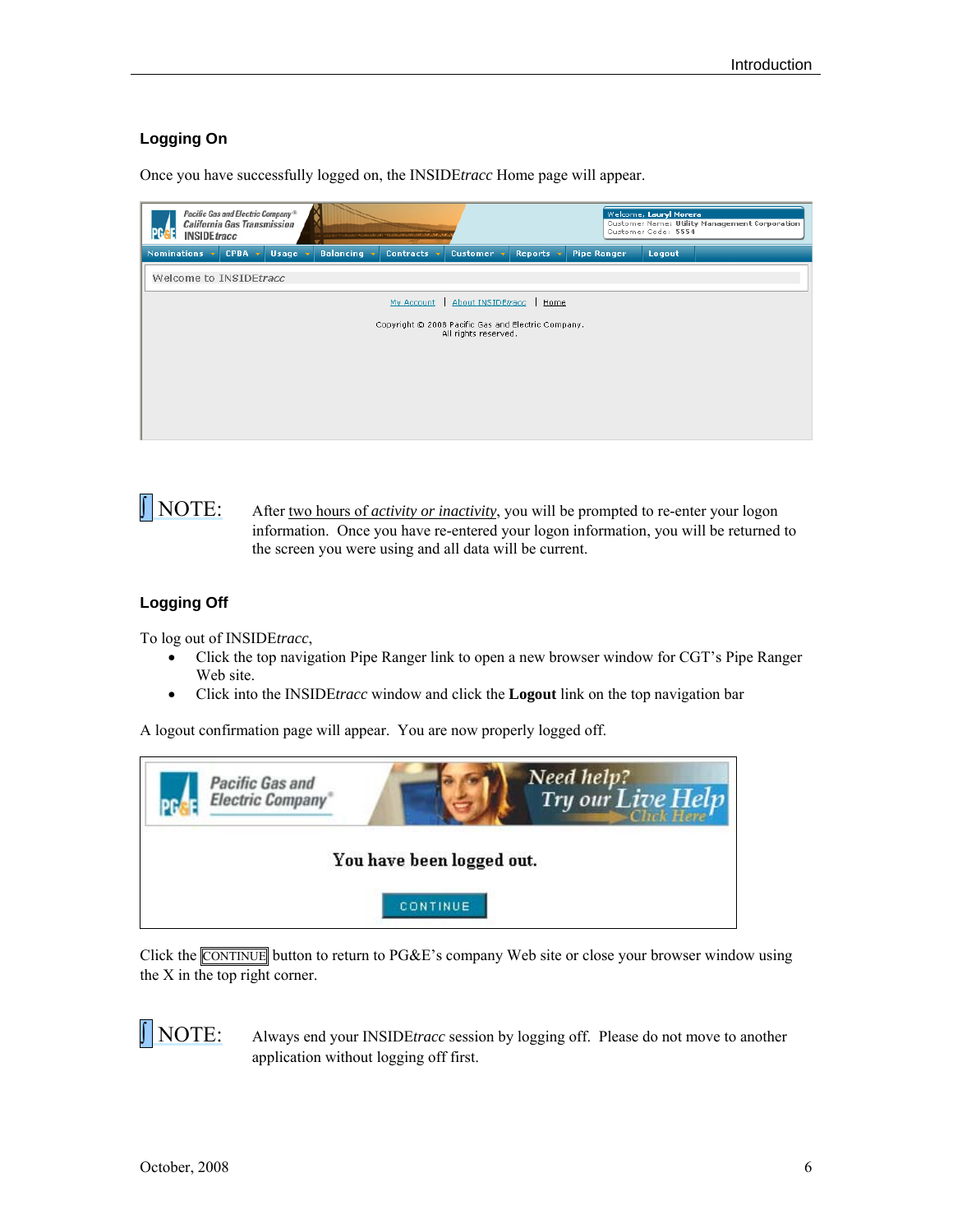## Logging On

Once you have successfully logged on, the INSIDE*tracc* Home page will appear.

NOTE: After two hours of *activity or inactivity*, you will be prompted to re-enter your logon information. Once you have re-entered your logon information, you will be returned to the screen you were using and all data will be current.

## Logging Off

To log out of INSIDE*tracc*,

- Click the top navigation Pipe Ranger link to open a new browser window for CGT's Pipe Ranger Web site.
- Click into the INSIDE*tracc* window and click the **Logout** link on the top navigation bar

A logout confirmation page will appear. You are now properly logged off.

Click the CONTINUE button to return to PG&E's company Web site or close your browser window using the X in the top right corner.

NOTE: Always end your INSIDE*tracc* session by logging off. Please do not move to another application without logging off first.

October, 2008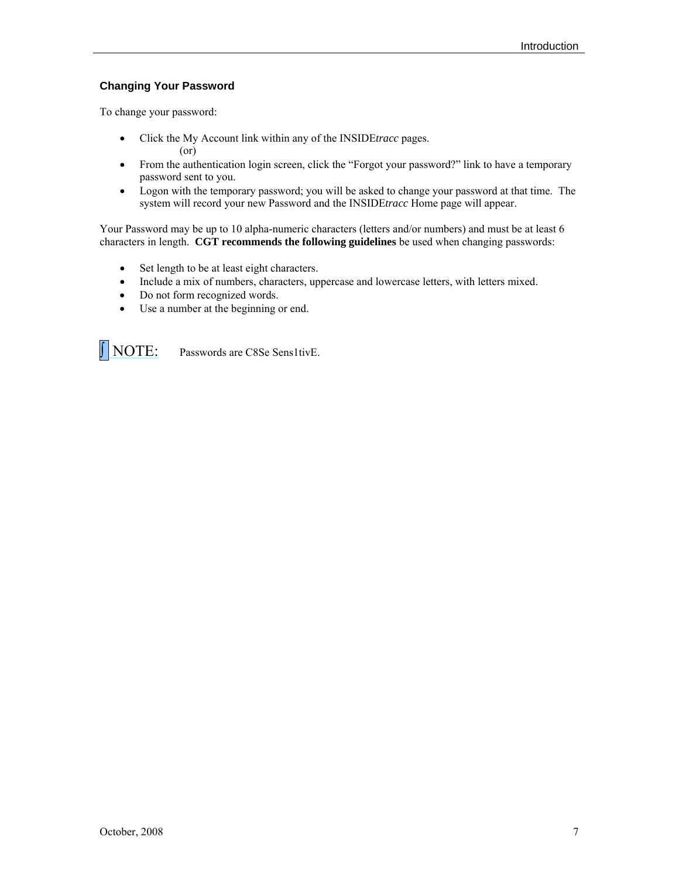### Changing Your Password

To change your password:

- Click the My Account link within any of the INSIDE*tracc* pages.
  (or)
- From the authentication login screen, click the "Forgot your password?" link to have a temporary password sent to you.
- Logon with the temporary password; you will be asked to change your password at that time. The system will record your new Password and the INSIDE*tracc* Home page will appear.

Your Password may be up to 10 alpha-numeric characters (letters and/or numbers) and must be at least 6 characters in length. **CGT recommends the following guidelines** be used when changing passwords:

- Set length to be at least eight characters.
- Include a mix of numbers, characters, uppercase and lowercase letters, with letters mixed.
- Do not form recognized words.
- Use a number at the beginning or end.

∫ NOTE: Passwords are C8Se Sens1tivE.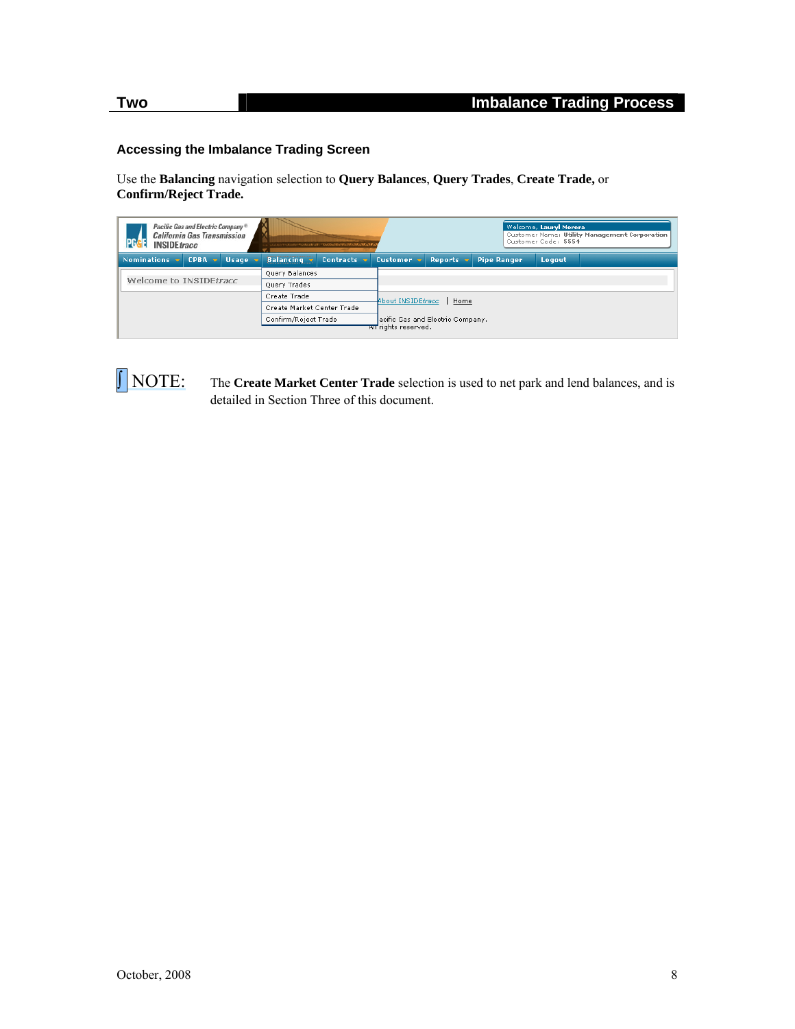### Accessing the Imbalance Trading Screen

Use the **Balancing** navigation selection to **Query Balances**, **Query Trades**, **Create Trade,** or **Confirm/Reject Trade.**

NOTE: The **Create Market Center Trade** selection is used to net park and lend balances, and is detailed in Section Three of this document.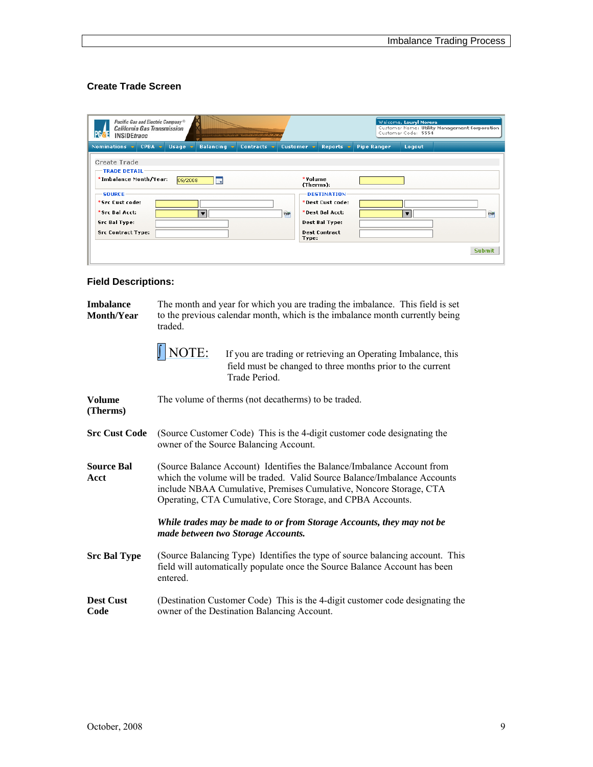### Create Trade Screen

### Field Descriptions:

**Imbalance Month/Year** The month and year for which you are trading the imbalance. This field is set to the previous calendar month, which is the imbalance month currently being traded.

NOTE: If you are trading or retrieving an Operating Imbalance, this field must be changed to three months prior to the current Trade Period.

**Volume (Therms)** The volume of therms (not decatherms) to be traded.

**Src Cust Code** (Source Customer Code) This is the 4-digit customer code designating the owner of the Source Balancing Account.

**Source Bal Acct** (Source Balance Account) Identifies the Balance/Imbalance Account from which the volume will be traded. Valid Source Balance/Imbalance Accounts include NBAA Cumulative, Premises Cumulative, Noncore Storage, CTA Operating, CTA Cumulative, Core Storage, and CPBA Accounts.

***While trades may be made to or from Storage Accounts, they may not be made between two Storage Accounts.***

**Src Bal Type** (Source Balancing Type) Identifies the type of source balancing account. This field will automatically populate once the Source Balance Account has been entered.

**Dest Cust Code** (Destination Customer Code) This is the 4-digit customer code designating the owner of the Destination Balancing Account.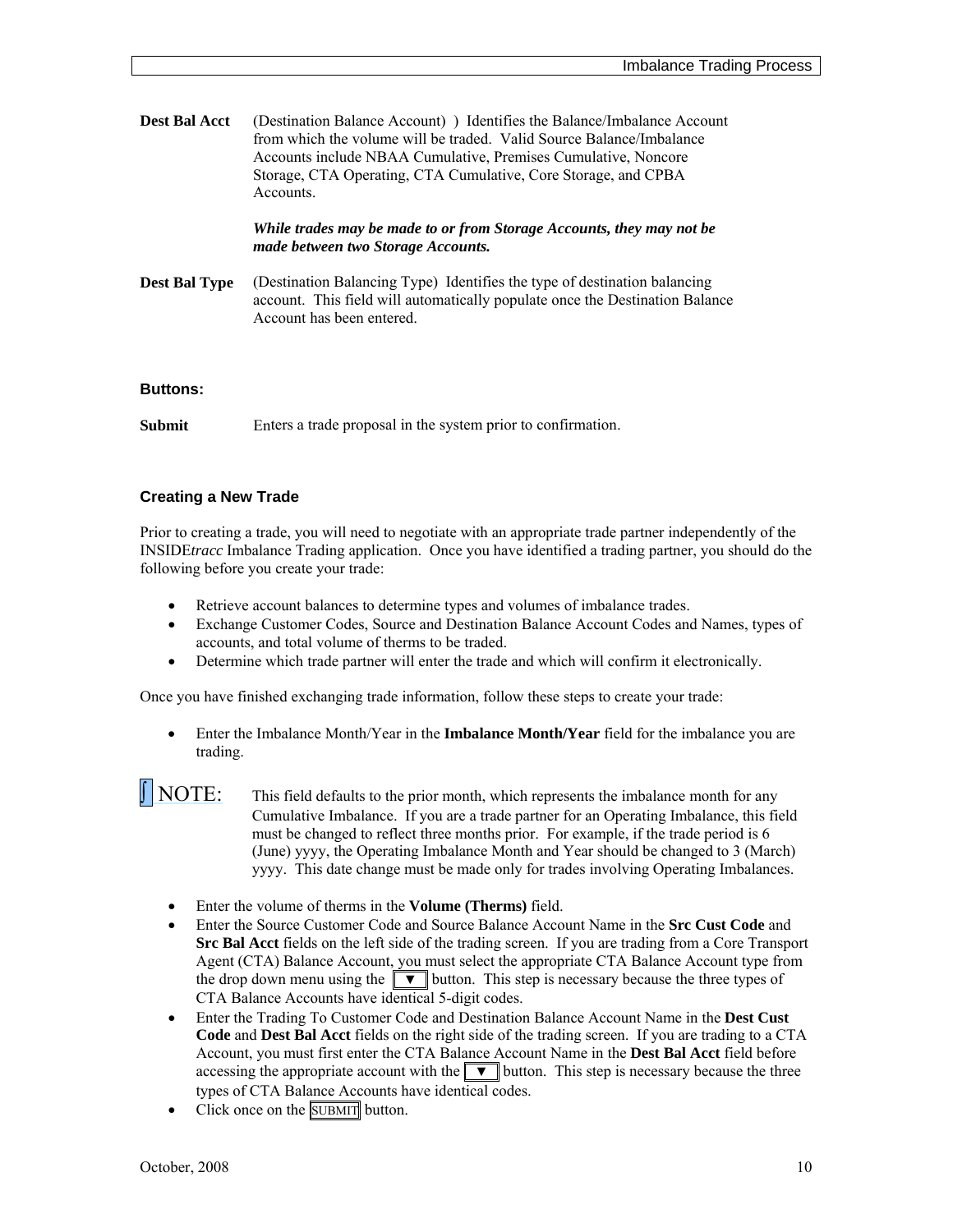**Dest Bal Acct** (Destination Balance Account) ) Identifies the Balance/Imbalance Account from which the volume will be traded. Valid Source Balance/Imbalance Accounts include NBAA Cumulative, Premises Cumulative, Noncore Storage, CTA Operating, CTA Cumulative, Core Storage, and CPBA Accounts.

***While trades may be made to or from Storage Accounts, they may not be made between two Storage Accounts.***

**Dest Bal Type** (Destination Balancing Type) Identifies the type of destination balancing account. This field will automatically populate once the Destination Balance Account has been entered.

### Buttons:

**Submit** Enters a trade proposal in the system prior to confirmation.

### Creating a New Trade

Prior to creating a trade, you will need to negotiate with an appropriate trade partner independently of the INSIDE*tracc* Imbalance Trading application. Once you have identified a trading partner, you should do the following before you create your trade:

- Retrieve account balances to determine types and volumes of imbalance trades.
- Exchange Customer Codes, Source and Destination Balance Account Codes and Names, types of accounts, and total volume of therms to be traded.
- Determine which trade partner will enter the trade and which will confirm it electronically.

Once you have finished exchanging trade information, follow these steps to create your trade:

- Enter the Imbalance Month/Year in the **Imbalance Month/Year** field for the imbalance you are trading.

NOTE: This field defaults to the prior month, which represents the imbalance month for any Cumulative Imbalance. If you are a trade partner for an Operating Imbalance, this field must be changed to reflect three months prior. For example, if the trade period is 6 (June) yyyy, the Operating Imbalance Month and Year should be changed to 3 (March) yyyy. This date change must be made only for trades involving Operating Imbalances.

- Enter the volume of therms in the **Volume (Therms)** field.
- Enter the Source Customer Code and Source Balance Account Name in the **Src Cust Code** and **Src Bal Acct** fields on the left side of the trading screen. If you are trading from a Core Transport Agent (CTA) Balance Account, you must select the appropriate CTA Balance Account type from the drop down menu using the ▼ button. This step is necessary because the three types of CTA Balance Accounts have identical 5-digit codes.
- Enter the Trading To Customer Code and Destination Balance Account Name in the **Dest Cust Code** and **Dest Bal Acct** fields on the right side of the trading screen. If you are trading to a CTA Account, you must first enter the CTA Balance Account Name in the **Dest Bal Acct** field before accessing the appropriate account with the ▼ button. This step is necessary because the three types of CTA Balance Accounts have identical codes.
- Click once on the SUBMIT button.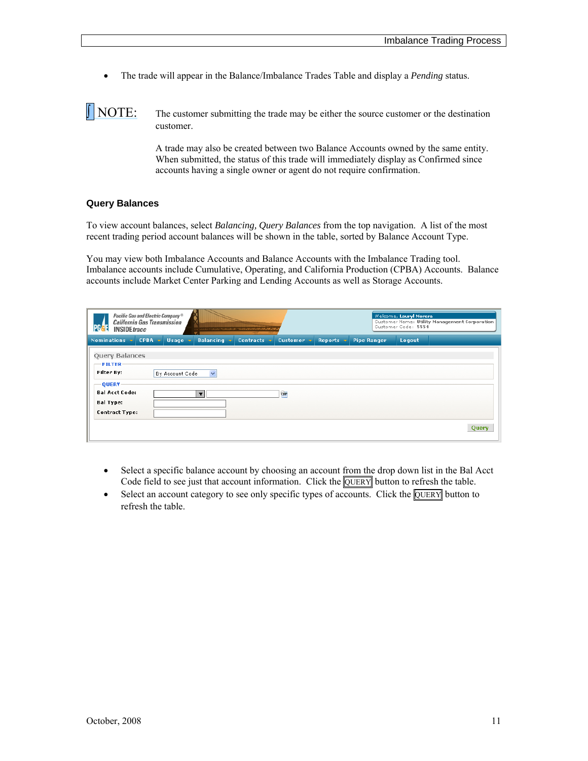- The trade will appear in the Balance/Imbalance Trades Table and display a *Pending* status.

NOTE: The customer submitting the trade may be either the source customer or the destination customer.

A trade may also be created between two Balance Accounts owned by the same entity. When submitted, the status of this trade will immediately display as Confirmed since accounts having a single owner or agent do not require confirmation.

### Query Balances

To view account balances, select *Balancing, Query Balances* from the top navigation. A list of the most recent trading period account balances will be shown in the table, sorted by Balance Account Type.

You may view both Imbalance Accounts and Balance Accounts with the Imbalance Trading tool. Imbalance accounts include Cumulative, Operating, and California Production (CPBA) Accounts. Balance accounts include Market Center Parking and Lending Accounts as well as Storage Accounts.

- Select a specific balance account by choosing an account from the drop down list in the Bal Acct Code field to see just that account information. Click the QUERY button to refresh the table.
- Select an account category to see only specific types of accounts. Click the QUERY button to refresh the table.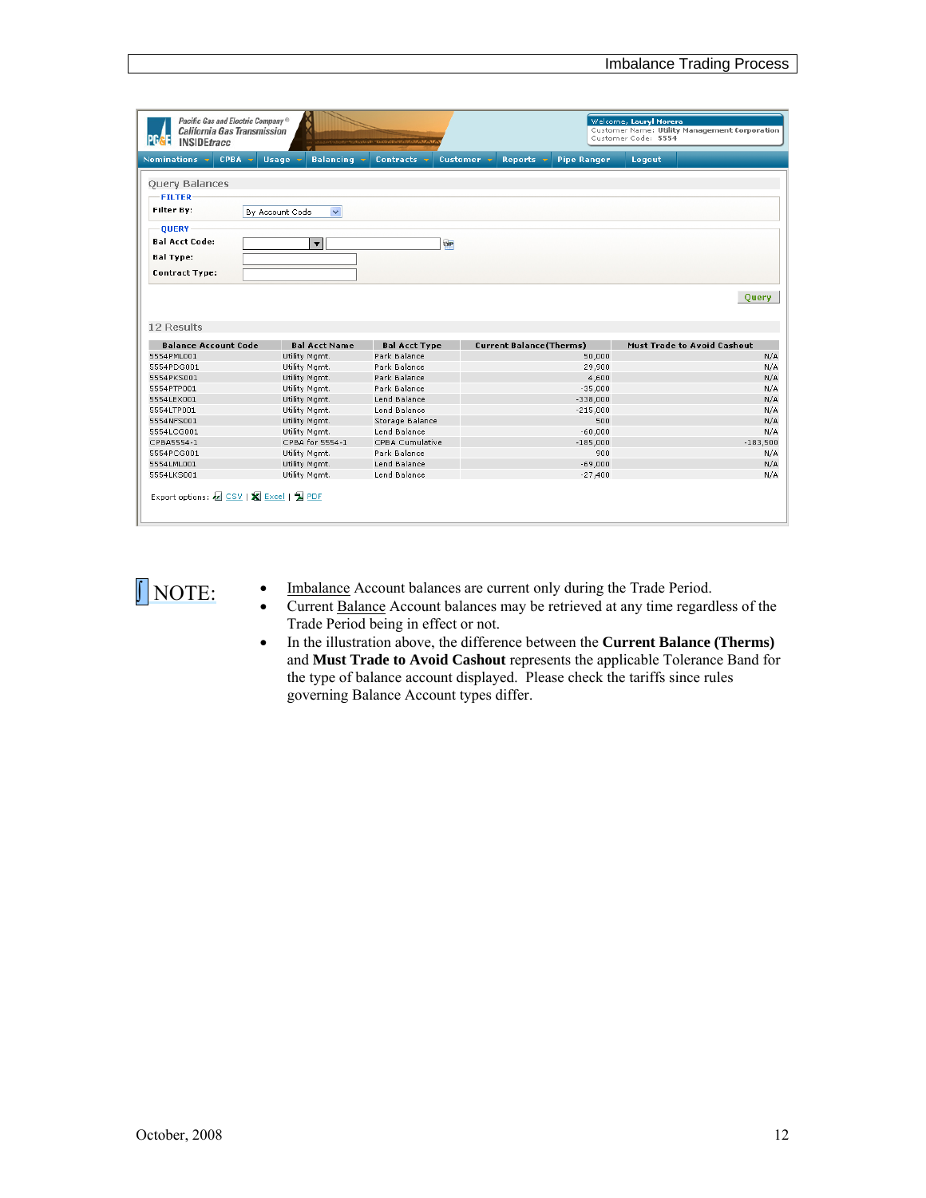Query Balances

FILTER

Filter By: By Account Code

QUERY

Bal Acct Code:

Bal Type:

Contract Type:

Query

12 Results

| Balance Account Code | Bal Acct Name | Bal Acct Type | Current Balance(Therms) | Must Trade to Avoid Cashout |
|---|---|---|---|---|
| 5554PMLO01 | Utility Mgmt. | Park Balance | 50,000 | N/A |
| 5554PDG001 | Utility Mgmt. | Park Balance | 29,900 | N/A |
| 5554PKS001 | Utility Mgmt. | Park Balance | 4,600 | N/A |
| 5554PTP001 | Utility Mgmt. | Park Balance | -35,000 | N/A |
| 5554LEX001 | Utility Mgmt. | Lend Balance | -338,000 | N/A |
| 5554LTP001 | Utility Mgmt. | Lend Balance | -215,000 | N/A |
| 5554NFS001 | Utility Mgmt. | Storage Balance | 500 | N/A |
| 5554LCG001 | Utility Mgmt. | Lend Balance | -60,000 | N/A |
| CPBA5554-1 | CPBA for 5554-1 | CPBA Cumulative | -185,000 | -183,500 |
| 5554PCG001 | Utility Mgmt. | Park Balance | 900 | N/A |
| 5554LML001 | Utility Mgmt. | Lend Balance | -69,000 | N/A |
| 5554LKS001 | Utility Mgmt. | Lend Balance | -27,400 | N/A |

Export options: CSV | Excel | PDF

NOTE:

- Imbalance Account balances are current only during the Trade Period.
- Current Balance Account balances may be retrieved at any time regardless of the Trade Period being in effect or not.
- In the illustration above, the difference between the **Current Balance (Therms)** and **Must Trade to Avoid Cashout** represents the applicable Tolerance Band for the type of balance account displayed. Please check the tariffs since rules governing Balance Account types differ.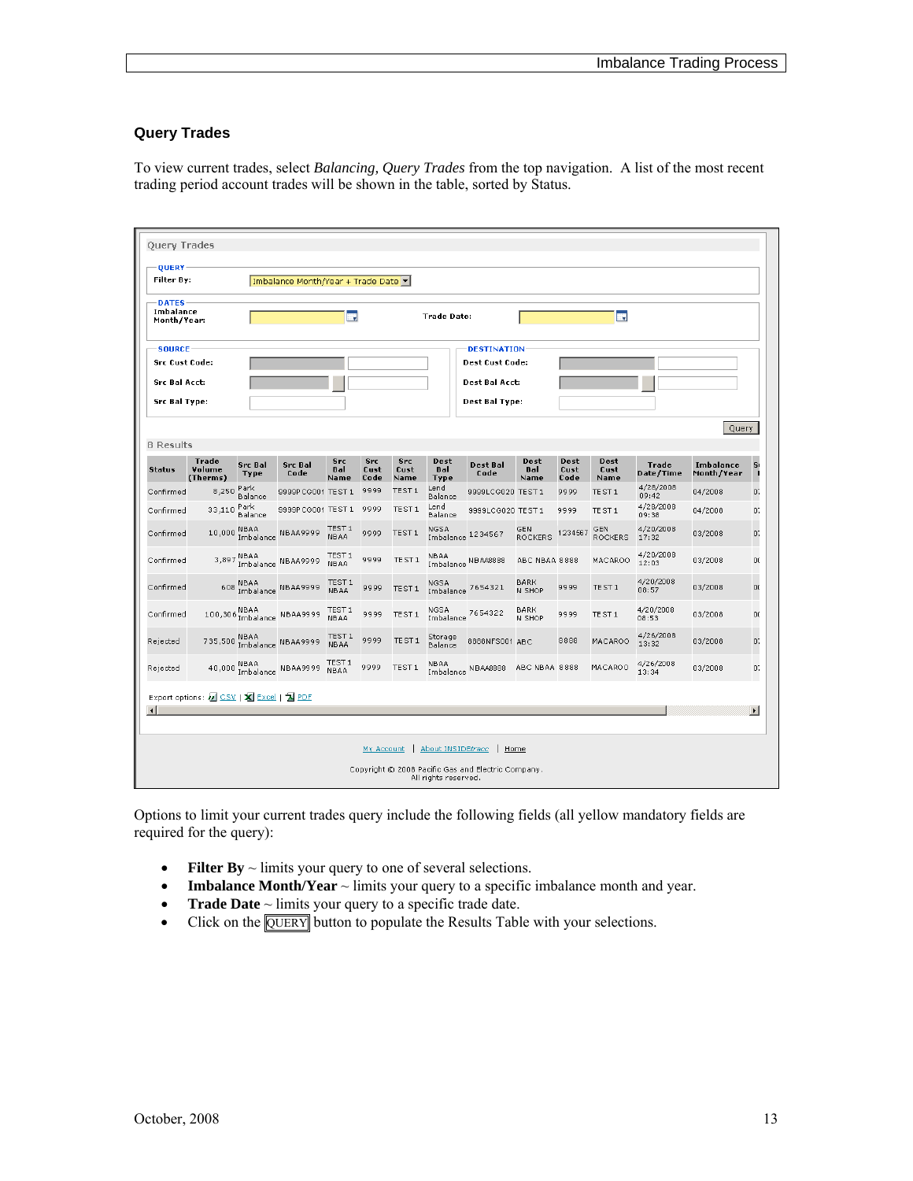## Query Trades

To view current trades, select *Balancing, Query Trades* from the top navigation. A list of the most recent trading period account trades will be shown in the table, sorted by Status.

Query Trades

**QUERY**
Filter By: Imbalance Month/Year + Trade Date

**DATES**
Imbalance Month/Year: &nbsp;&nbsp;&nbsp; Trade Date:

**SOURCE**
Src Cust Code:
Src Bal Acct:
Src Bal Type:

**DESTINATION**
Dest Cust Code:
Dest Bal Acct:
Dest Bal Type:

Query

8 Results

| Status | Trade Volume (Therms) | Src Bal Type | Src Bal Code | Src Bal Name | Src Cust Code | Src Cust Name | Dest Bal Type | Dest Bal Code | Dest Bal Name | Dest Cust Code | Dest Cust Name | Trade Date/Time | Imbalance Month/Year |
|---|---|---|---|---|---|---|---|---|---|---|---|---|---|
| Confirmed | 8,250 | Park Balance | 9999PCO001 | TEST 1 | 9999 | TEST 1 | Lend Balance | 9999LCG020 | TEST 1 | 9999 | TEST 1 | 4/28/2008 09:42 | 04/2008 |
| Confirmed | 33,110 | Park Balance | 9999PCO001 | TEST 1 | 9999 | TEST 1 | Lend Balance | 9999LCG020 | TEST 1 | 9999 | TEST 1 | 4/28/2008 09:38 | 04/2008 |
| Confirmed | 10,000 | NBAA Imbalance | NBAA9999 | TEST 1 NBAA | 9999 | TEST 1 | NGSA Imbalance | 1234567 | GEN ROCKERS | 1234567 | GEN ROCKERS | 4/20/2008 17:32 | 03/2008 |
| Confirmed | 3,897 | NBAA Imbalance | NBAA9999 | TEST 1 NBAA | 9999 | TEST 1 | NBAA Imbalance | NBAA8888 | ABC NBAA | 8888 | MACAROO | 4/20/2008 12:03 | 03/2008 |
| Confirmed | 608 | NBAA Imbalance | NBAA9999 | TEST 1 NBAA | 9999 | TEST 1 | NGSA Imbalance | 7654321 | BARK N SHOP | 9999 | TEST 1 | 4/20/2008 08:57 | 03/2008 |
| Confirmed | 100,306 | NBAA Imbalance | NBAA9999 | TEST 1 NBAA | 9999 | TEST 1 | NGSA Imbalance | 7654322 | BARK N SHOP | 9999 | TEST 1 | 4/20/2008 08:53 | 03/2008 |
| Rejected | 735,500 | NBAA Imbalance | NBAA9999 | TEST 1 NBAA | 9999 | TEST 1 | Storage Balance | 8888NFS001 | ABC | 8888 | MACAROO | 4/26/2008 13:32 | 03/2008 |
| Rejected | 40,000 | NBAA Imbalance | NBAA9999 | TEST 1 NBAA | 9999 | TEST 1 | NBAA Imbalance | NBAA8888 | ABC NBAA | 8888 | MACAROO | 4/26/2008 13:34 | 03/2008 |

Export options: CSV | Excel | PDF

My Account | About INSIDEtrace | Home

Copyright © 2008 Pacific Gas and Electric Company. All rights reserved.

Options to limit your current trades query include the following fields (all yellow mandatory fields are required for the query):

- **Filter By** ~ limits your query to one of several selections.
- **Imbalance Month/Year** ~ limits your query to a specific imbalance month and year.
- **Trade Date** ~ limits your query to a specific trade date.
- Click on the QUERY button to populate the Results Table with your selections.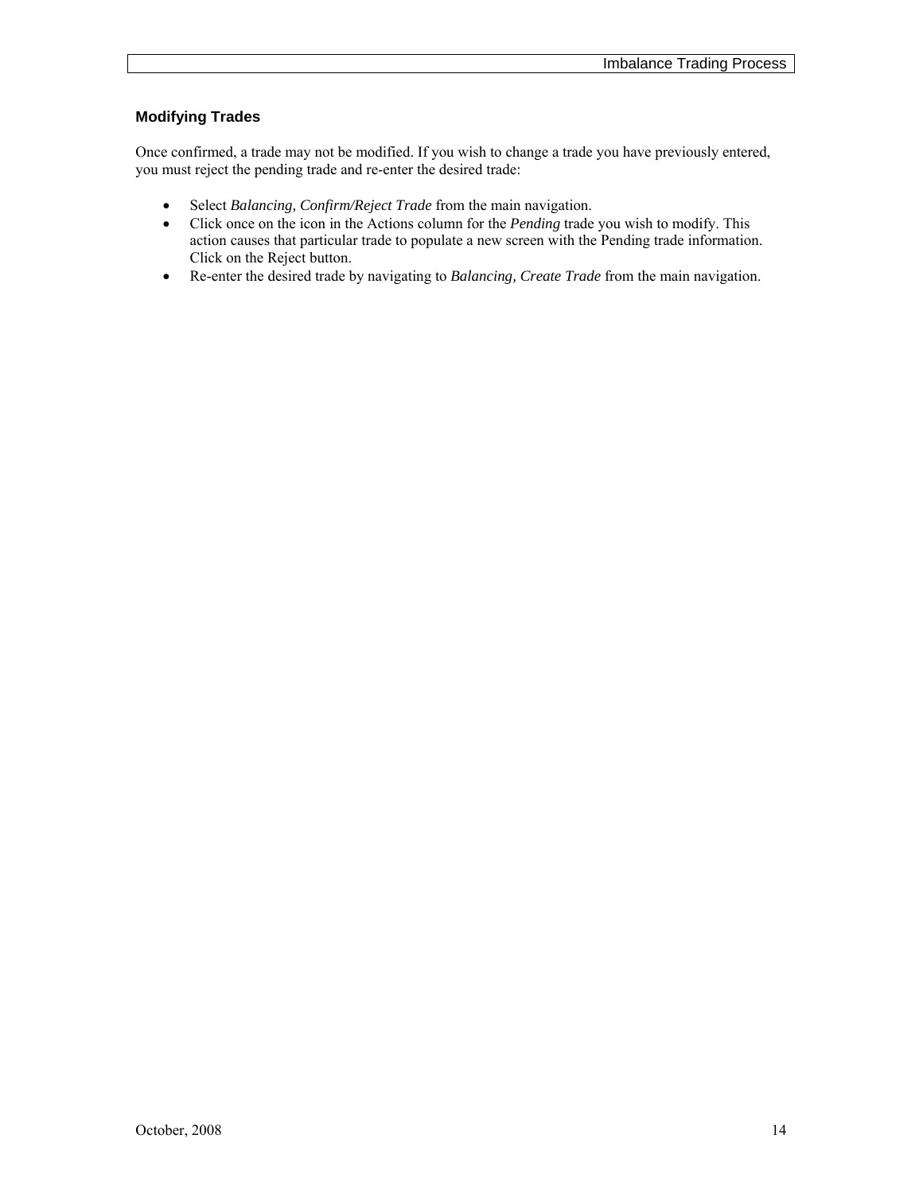### Modifying Trades

Once confirmed, a trade may not be modified. If you wish to change a trade you have previously entered, you must reject the pending trade and re-enter the desired trade:

- Select *Balancing, Confirm/Reject Trade* from the main navigation.
- Click once on the icon in the Actions column for the *Pending* trade you wish to modify. This action causes that particular trade to populate a new screen with the Pending trade information. Click on the Reject button.
- Re-enter the desired trade by navigating to *Balancing, Create Trade* from the main navigation.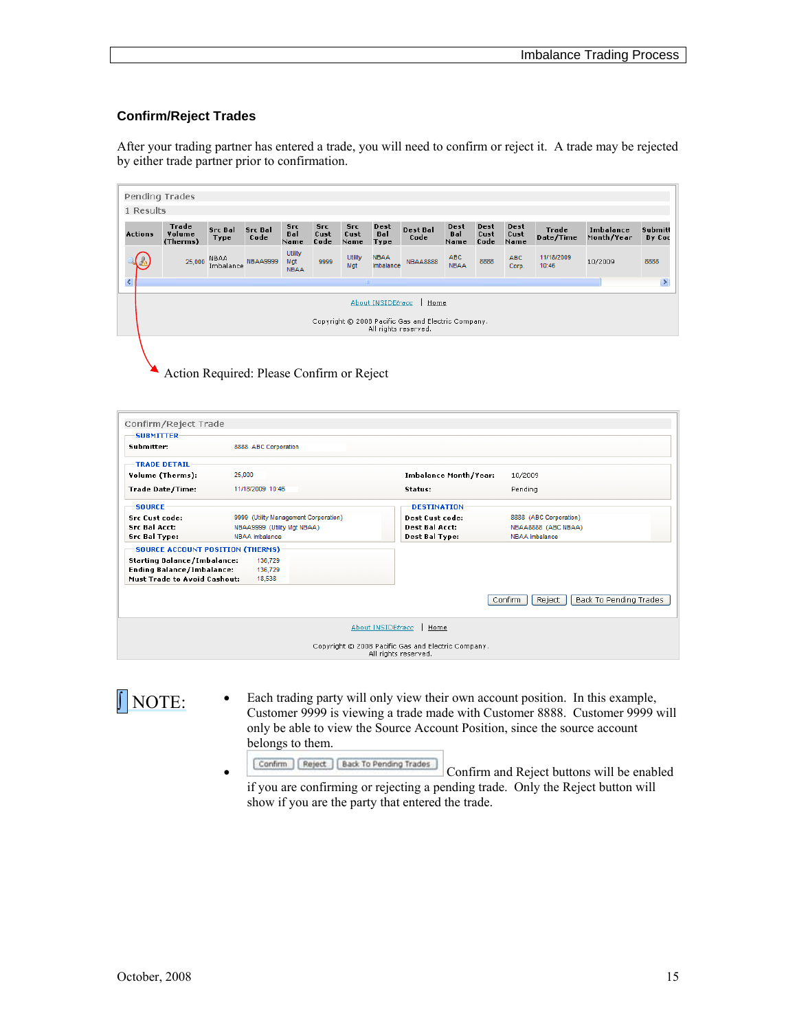## Confirm/Reject Trades

After your trading partner has entered a trade, you will need to confirm or reject it. A trade may be rejected by either trade partner prior to confirmation.

Pending Trades

1 Results

| Actions | Trade Volume (Therms) | Src Bal Type | Src Bal Code | Src Bal Name | Src Cust Code | Src Cust Name | Dest Bal Type | Dest Bal Code | Dest Bal Name | Dest Cust Code | Dest Cust Name | Trade Date/Time | Imbalance Month/Year | Submitt By Coc |
|---|---|---|---|---|---|---|---|---|---|---|---|---|---|---|
| | 25,000 | NBAA Imbalance | NBAA9999 | Utility Mgt NBAA | 9999 | Utility Mgt | NBAA Imbalance | NBAA8888 | ABC NBAA | 8888 | ABC Corp | 11/18/2009 10:46 | 10/2009 | 8888 |

About INSIDEtracc | Home

Copyright © 2008 Pacific Gas and Electric Company. All rights reserved.

Action Required: Please Confirm or Reject

Confirm/Reject Trade

**SUBMITTER**

Submitter: 8888 ABC Corporation

**TRADE DETAIL**

Volume (Therms): 25,000
Imbalance Month/Year: 10/2009
Trade Date/Time: 11/18/2009 10:46
Status: Pending

**SOURCE**

Src Cust code: 9999 (Utility Management Corporation)
Src Bal Acct: NBAA9999 (Utility Mgt NBAA)
Src Bal Type: NBAA Imbalance

**DESTINATION**

Dest Cust code: 8888 (ABC Corporation)
Dest Bal Acct: NBAA8888 (ABC NBAA)
Dest Bal Type: NBAA Imbalance

**SOURCE ACCOUNT POSITION (THERMS)**

Starting Balance/Imbalance: 136,729
Ending Balance/Imbalance: 136,729
Must Trade to Avoid Cashout: 18,538

[Confirm] [Reject] [Back To Pending Trades]

About INSIDEtracc | Home

Copyright © 2008 Pacific Gas and Electric Company. All rights reserved.

NOTE:

- Each trading party will only view their own account position. In this example, Customer 9999 is viewing a trade made with Customer 8888. Customer 9999 will only be able to view the Source Account Position, since the source account belongs to them.
- [Confirm] [Reject] [Back To Pending Trades] Confirm and Reject buttons will be enabled if you are confirming or rejecting a pending trade. Only the Reject button will show if you are the party that entered the trade.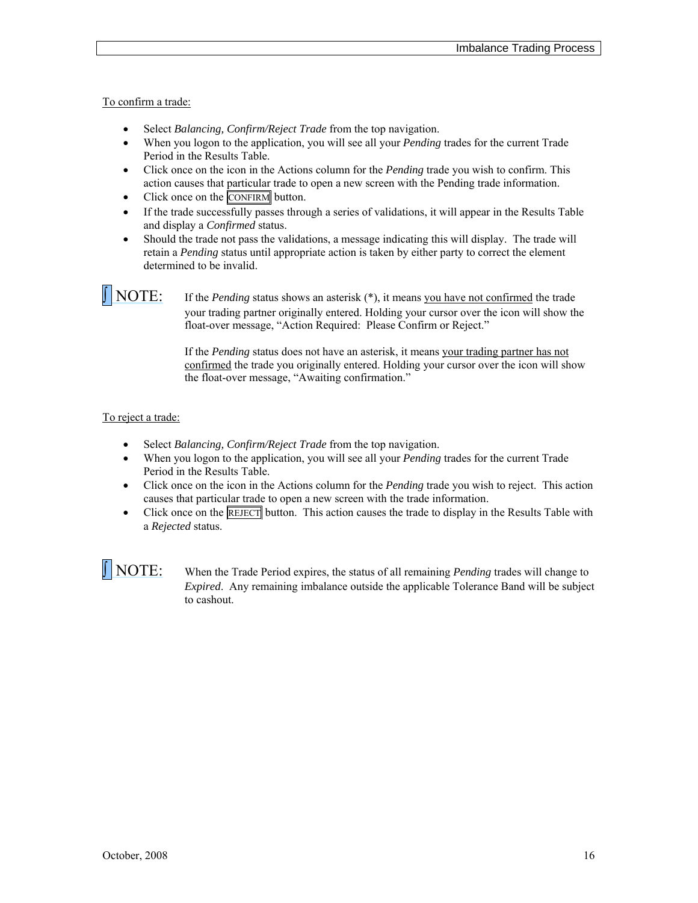To confirm a trade:

- Select *Balancing, Confirm/Reject Trade* from the top navigation.
- When you logon to the application, you will see all your *Pending* trades for the current Trade Period in the Results Table.
- Click once on the icon in the Actions column for the *Pending* trade you wish to confirm. This action causes that particular trade to open a new screen with the Pending trade information.
- Click once on the CONFIRM button.
- If the trade successfully passes through a series of validations, it will appear in the Results Table and display a *Confirmed* status.
- Should the trade not pass the validations, a message indicating this will display. The trade will retain a *Pending* status until appropriate action is taken by either party to correct the element determined to be invalid.

NOTE: If the *Pending* status shows an asterisk (*), it means you have not confirmed the trade your trading partner originally entered. Holding your cursor over the icon will show the float-over message, "Action Required: Please Confirm or Reject."

If the *Pending* status does not have an asterisk, it means your trading partner has not confirmed the trade you originally entered. Holding your cursor over the icon will show the float-over message, "Awaiting confirmation."

To reject a trade:

- Select *Balancing, Confirm/Reject Trade* from the top navigation.
- When you logon to the application, you will see all your *Pending* trades for the current Trade Period in the Results Table.
- Click once on the icon in the Actions column for the *Pending* trade you wish to reject. This action causes that particular trade to open a new screen with the trade information.
- Click once on the REJECT button. This action causes the trade to display in the Results Table with a *Rejected* status.

NOTE: When the Trade Period expires, the status of all remaining *Pending* trades will change to *Expired*. Any remaining imbalance outside the applicable Tolerance Band will be subject to cashout.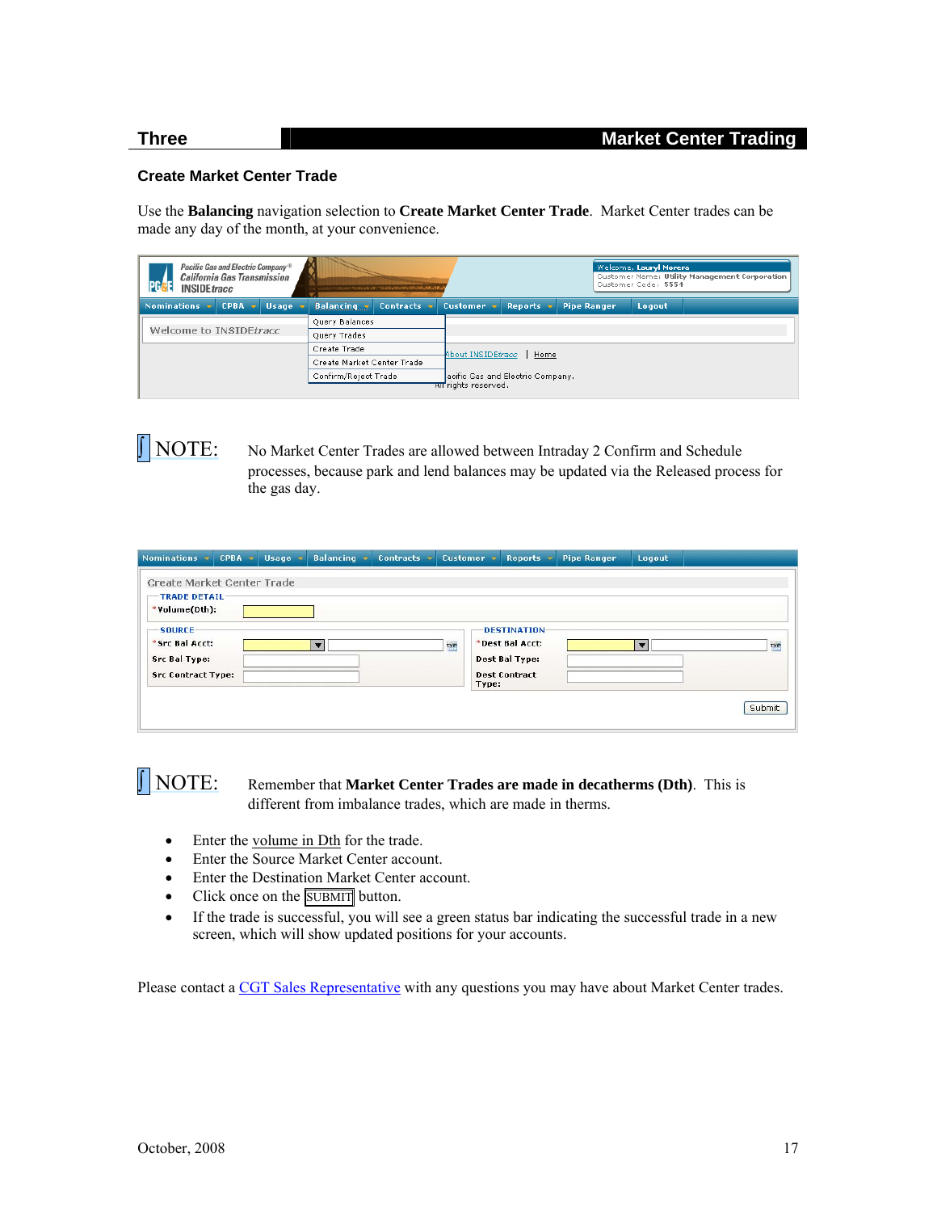## Create Market Center Trade

Use the **Balancing** navigation selection to **Create Market Center Trade**. Market Center trades can be made any day of the month, at your convenience.

NOTE: No Market Center Trades are allowed between Intraday 2 Confirm and Schedule processes, because park and lend balances may be updated via the Released process for the gas day.

NOTE: Remember that **Market Center Trades are made in decatherms (Dth)**. This is different from imbalance trades, which are made in therms.

- Enter the volume in Dth for the trade.
- Enter the Source Market Center account.
- Enter the Destination Market Center account.
- Click once on the SUBMIT button.
- If the trade is successful, you will see a green status bar indicating the successful trade in a new screen, which will show updated positions for your accounts.

Please contact a CGT Sales Representative with any questions you may have about Market Center trades.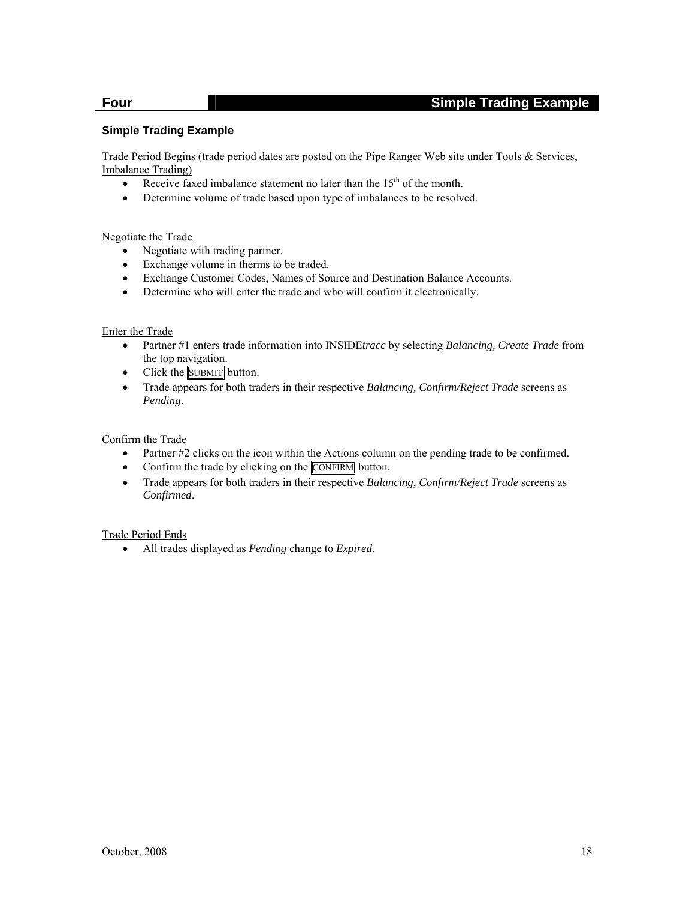## Four — Simple Trading Example

### Simple Trading Example

Trade Period Begins (trade period dates are posted on the Pipe Ranger Web site under Tools & Services, Imbalance Trading)

- Receive faxed imbalance statement no later than the 15th of the month.
- Determine volume of trade based upon type of imbalances to be resolved.

Negotiate the Trade

- Negotiate with trading partner.
- Exchange volume in therms to be traded.
- Exchange Customer Codes, Names of Source and Destination Balance Accounts.
- Determine who will enter the trade and who will confirm it electronically.

Enter the Trade

- Partner #1 enters trade information into INSIDE*tracc* by selecting *Balancing, Create Trade* from the top navigation.
- Click the SUBMIT button.
- Trade appears for both traders in their respective *Balancing, Confirm/Reject Trade* screens as *Pending*.

Confirm the Trade

- Partner #2 clicks on the icon within the Actions column on the pending trade to be confirmed.
- Confirm the trade by clicking on the CONFIRM button.
- Trade appears for both traders in their respective *Balancing, Confirm/Reject Trade* screens as *Confirmed*.

Trade Period Ends

- All trades displayed as *Pending* change to *Expired*.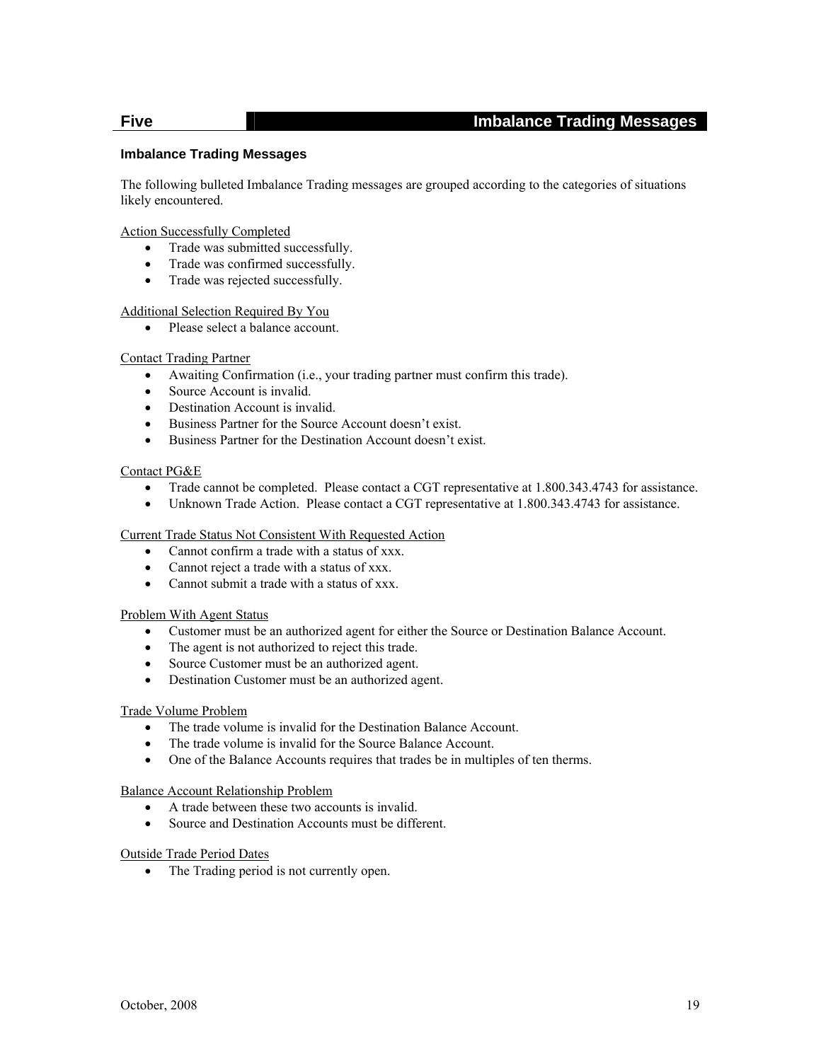# Five — Imbalance Trading Messages

## Imbalance Trading Messages

The following bulleted Imbalance Trading messages are grouped according to the categories of situations likely encountered.

Action Successfully Completed

- Trade was submitted successfully.
- Trade was confirmed successfully.
- Trade was rejected successfully.

Additional Selection Required By You

- Please select a balance account.

Contact Trading Partner

- Awaiting Confirmation (i.e., your trading partner must confirm this trade).
- Source Account is invalid.
- Destination Account is invalid.
- Business Partner for the Source Account doesn't exist.
- Business Partner for the Destination Account doesn't exist.

Contact PG&E

- Trade cannot be completed. Please contact a CGT representative at 1.800.343.4743 for assistance.
- Unknown Trade Action. Please contact a CGT representative at 1.800.343.4743 for assistance.

Current Trade Status Not Consistent With Requested Action

- Cannot confirm a trade with a status of xxx.
- Cannot reject a trade with a status of xxx.
- Cannot submit a trade with a status of xxx.

Problem With Agent Status

- Customer must be an authorized agent for either the Source or Destination Balance Account.
- The agent is not authorized to reject this trade.
- Source Customer must be an authorized agent.
- Destination Customer must be an authorized agent.

Trade Volume Problem

- The trade volume is invalid for the Destination Balance Account.
- The trade volume is invalid for the Source Balance Account.
- One of the Balance Accounts requires that trades be in multiples of ten therms.

Balance Account Relationship Problem

- A trade between these two accounts is invalid.
- Source and Destination Accounts must be different.

Outside Trade Period Dates

- The Trading period is not currently open.

October, 2008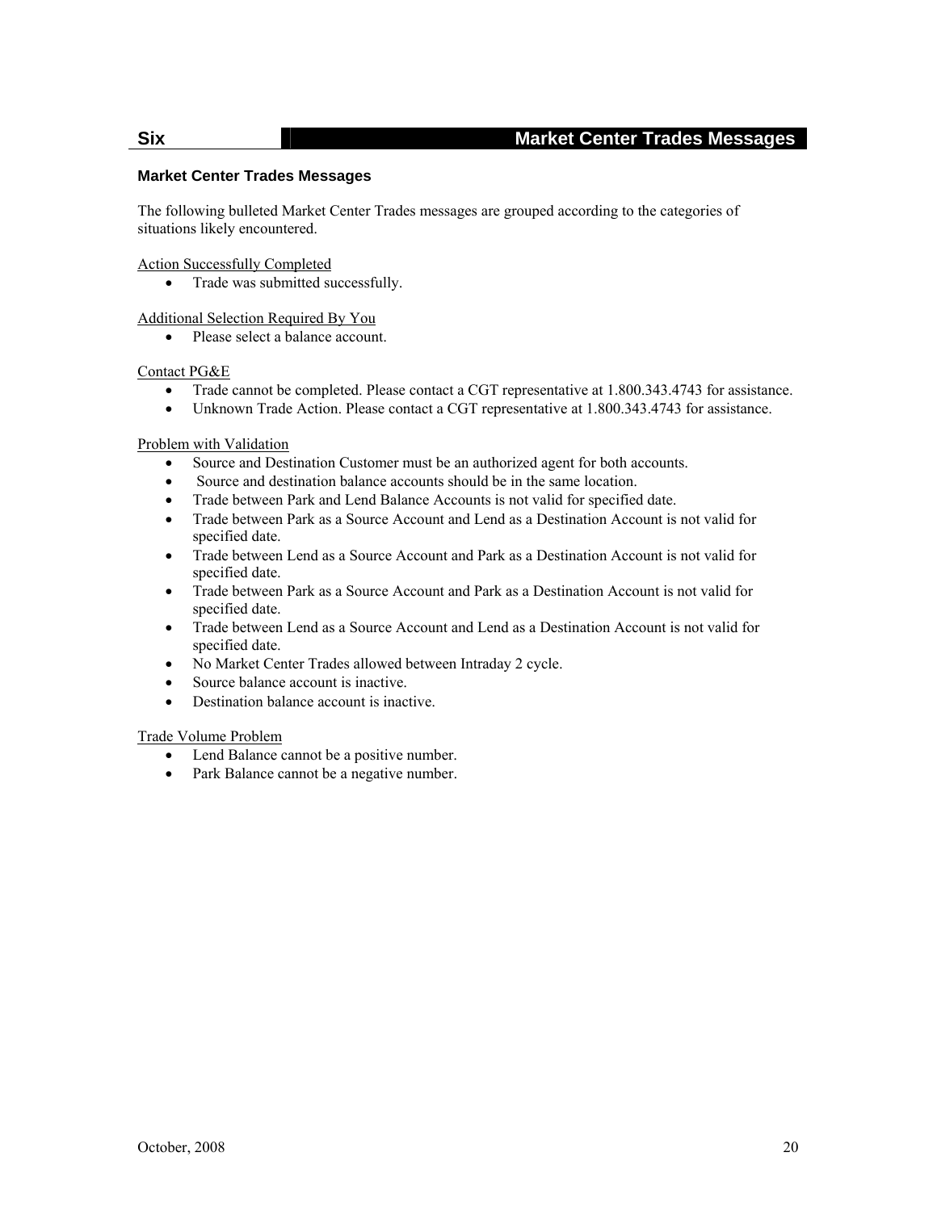## Six — Market Center Trades Messages

### Market Center Trades Messages

The following bulleted Market Center Trades messages are grouped according to the categories of situations likely encountered.

Action Successfully Completed

- Trade was submitted successfully.

Additional Selection Required By You

- Please select a balance account.

Contact PG&E

- Trade cannot be completed. Please contact a CGT representative at 1.800.343.4743 for assistance.
- Unknown Trade Action. Please contact a CGT representative at 1.800.343.4743 for assistance.

Problem with Validation

- Source and Destination Customer must be an authorized agent for both accounts.
- Source and destination balance accounts should be in the same location.
- Trade between Park and Lend Balance Accounts is not valid for specified date.
- Trade between Park as a Source Account and Lend as a Destination Account is not valid for specified date.
- Trade between Lend as a Source Account and Park as a Destination Account is not valid for specified date.
- Trade between Park as a Source Account and Park as a Destination Account is not valid for specified date.
- Trade between Lend as a Source Account and Lend as a Destination Account is not valid for specified date.
- No Market Center Trades allowed between Intraday 2 cycle.
- Source balance account is inactive.
- Destination balance account is inactive.

Trade Volume Problem

- Lend Balance cannot be a positive number.
- Park Balance cannot be a negative number.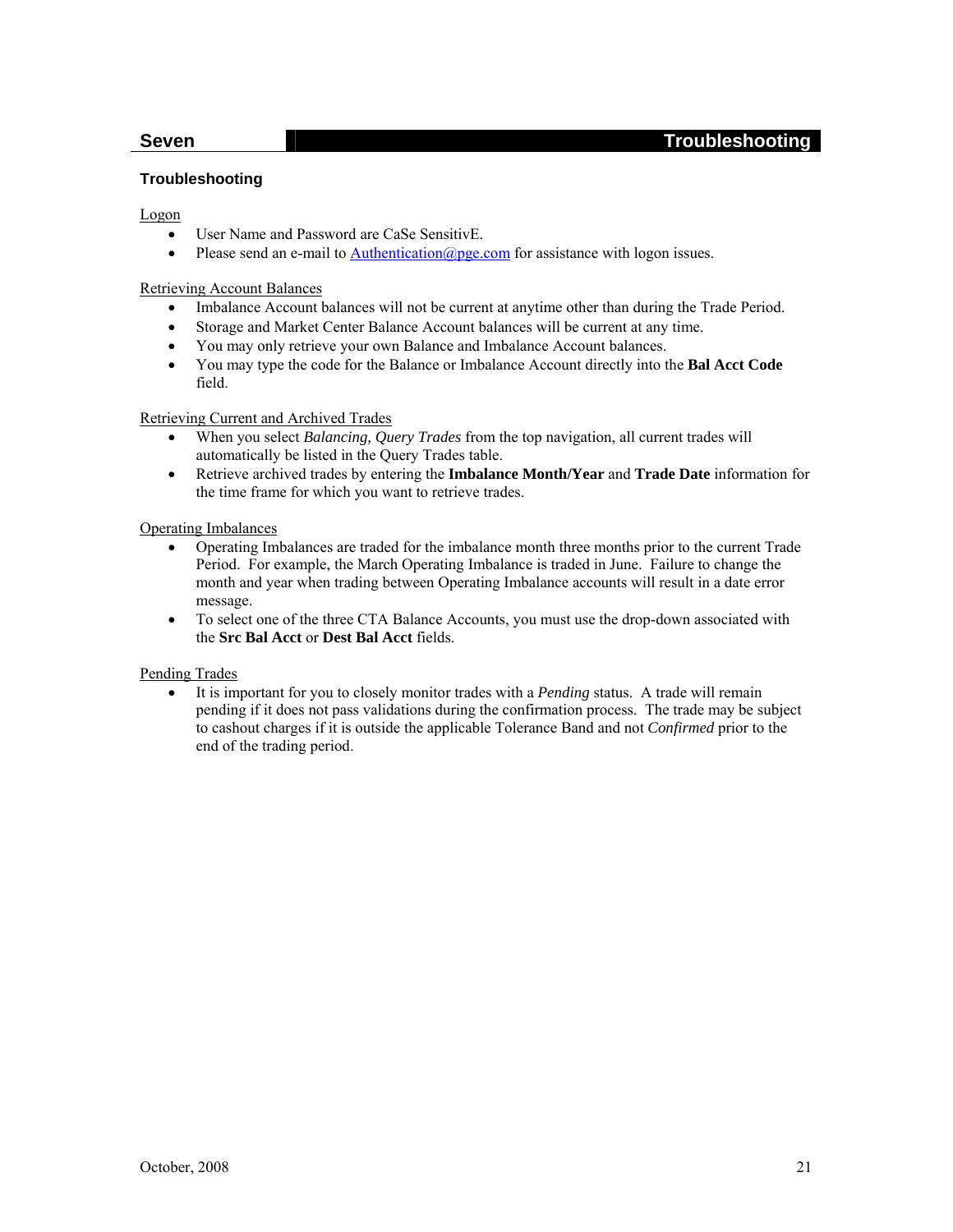# Seven Troubleshooting

## Troubleshooting

Logon

- User Name and Password are CaSe SensitivE.
- Please send an e-mail to Authentication@pge.com for assistance with logon issues.

Retrieving Account Balances

- Imbalance Account balances will not be current at anytime other than during the Trade Period.
- Storage and Market Center Balance Account balances will be current at any time.
- You may only retrieve your own Balance and Imbalance Account balances.
- You may type the code for the Balance or Imbalance Account directly into the **Bal Acct Code** field.

Retrieving Current and Archived Trades

- When you select *Balancing, Query Trades* from the top navigation, all current trades will automatically be listed in the Query Trades table.
- Retrieve archived trades by entering the **Imbalance Month/Year** and **Trade Date** information for the time frame for which you want to retrieve trades.

Operating Imbalances

- Operating Imbalances are traded for the imbalance month three months prior to the current Trade Period. For example, the March Operating Imbalance is traded in June. Failure to change the month and year when trading between Operating Imbalance accounts will result in a date error message.
- To select one of the three CTA Balance Accounts, you must use the drop-down associated with the **Src Bal Acct** or **Dest Bal Acct** fields.

Pending Trades

- It is important for you to closely monitor trades with a *Pending* status. A trade will remain pending if it does not pass validations during the confirmation process. The trade may be subject to cashout charges if it is outside the applicable Tolerance Band and not *Confirmed* prior to the end of the trading period.

October, 2008